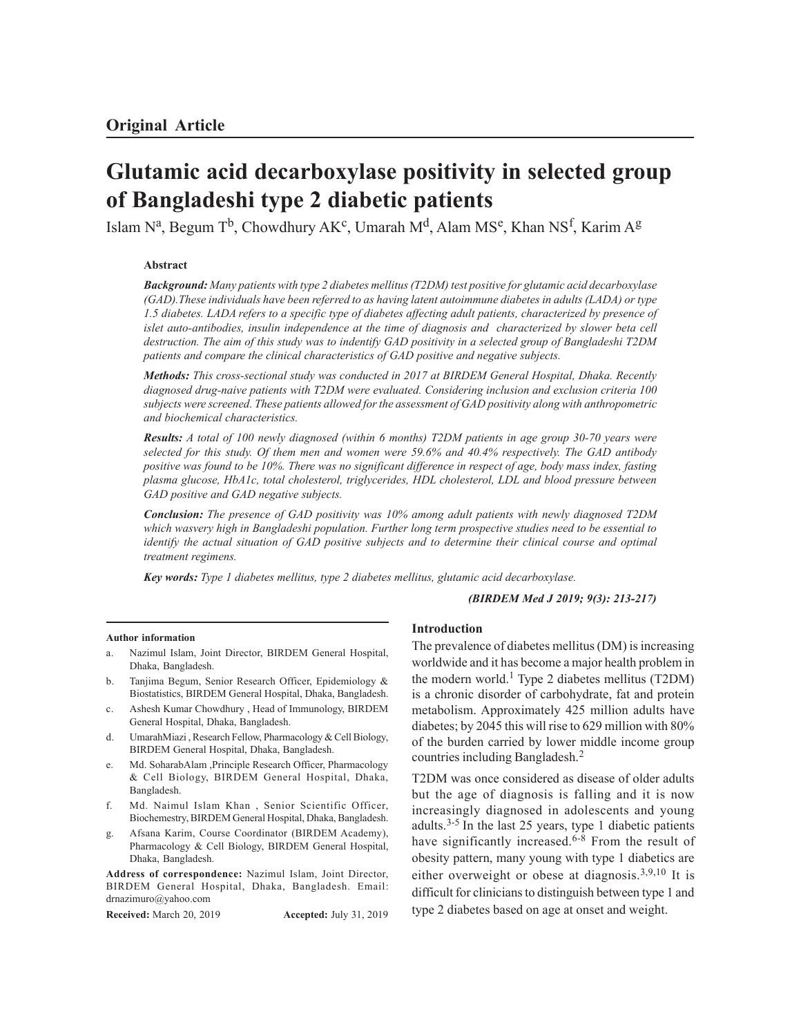**Original Article**

# Glutamic acid decarboxylase positivity in selected group of Bangladeshi type 2 diabetic patients

Islam N[a], Begum T[b], Chowdhury AK[c], Umarah M[d], Alam MS[e], Khan NS[f], Karim A[g]

## Abstract

***Background:*** *Many patients with type 2 diabetes mellitus (T2DM) test positive for glutamic acid decarboxylase (GAD).These individuals have been referred to as having latent autoimmune diabetes in adults (LADA) or type 1.5 diabetes. LADA refers to a specific type of diabetes affecting adult patients, characterized by presence of islet auto-antibodies, insulin independence at the time of diagnosis and characterized by slower beta cell destruction. The aim of this study was to indentify GAD positivity in a selected group of Bangladeshi T2DM patients and compare the clinical characteristics of GAD positive and negative subjects.*

***Methods:*** *This cross-sectional study was conducted in 2017 at BIRDEM General Hospital, Dhaka. Recently diagnosed drug-naive patients with T2DM were evaluated. Considering inclusion and exclusion criteria 100 subjects were screened. These patients allowed for the assessment of GAD positivity along with anthropometric and biochemical characteristics.*

***Results:*** *A total of 100 newly diagnosed (within 6 months) T2DM patients in age group 30-70 years were selected for this study. Of them men and women were 59.6% and 40.4% respectively. The GAD antibody positive was found to be 10%. There was no significant difference in respect of age, body mass index, fasting plasma glucose, HbA1c, total cholesterol, triglycerides, HDL cholesterol, LDL and blood pressure between GAD positive and GAD negative subjects.*

***Conclusion:*** *The presence of GAD positivity was 10% among adult patients with newly diagnosed T2DM which wasvery high in Bangladeshi population. Further long term prospective studies need to be essential to identify the actual situation of GAD positive subjects and to determine their clinical course and optimal treatment regimens.*

***Key words:*** *Type 1 diabetes mellitus, type 2 diabetes mellitus, glutamic acid decarboxylase.*

***(BIRDEM Med J 2019; 9(3): 213-217)***

**Author information**

a. Nazimul Islam, Joint Director, BIRDEM General Hospital, Dhaka, Bangladesh.
b. Tanjima Begum, Senior Research Officer, Epidemiology & Biostatistics, BIRDEM General Hospital, Dhaka, Bangladesh.
c. Ashesh Kumar Chowdhury , Head of Immunology, BIRDEM General Hospital, Dhaka, Bangladesh.
d. UmarahMiazi , Research Fellow, Pharmacology & Cell Biology, BIRDEM General Hospital, Dhaka, Bangladesh.
e. Md. SoharabAlam ,Principle Research Officer, Pharmacology & Cell Biology, BIRDEM General Hospital, Dhaka, Bangladesh.
f. Md. Naimul Islam Khan , Senior Scientific Officer, Biochemestry, BIRDEM General Hospital, Dhaka, Bangladesh.
g. Afsana Karim, Course Coordinator (BIRDEM Academy), Pharmacology & Cell Biology, BIRDEM General Hospital, Dhaka, Bangladesh.

**Address of correspondence:** Nazimul Islam, Joint Director, BIRDEM General Hospital, Dhaka, Bangladesh. Email: drnazimuro@yahoo.com

**Received:** March 20, 2019 **Accepted:** July 31, 2019

## Introduction

The prevalence of diabetes mellitus (DM) is increasing worldwide and it has become a major health problem in the modern world.[1] Type 2 diabetes mellitus (T2DM) is a chronic disorder of carbohydrate, fat and protein metabolism. Approximately 425 million adults have diabetes; by 2045 this will rise to 629 million with 80% of the burden carried by lower middle income group countries including Bangladesh.[2]

T2DM was once considered as disease of older adults but the age of diagnosis is falling and it is now increasingly diagnosed in adolescents and young adults.[3-5] In the last 25 years, type 1 diabetic patients have significantly increased.[6-8] From the result of obesity pattern, many young with type 1 diabetics are either overweight or obese at diagnosis.[3,9,10] It is difficult for clinicians to distinguish between type 1 and type 2 diabetes based on age at onset and weight.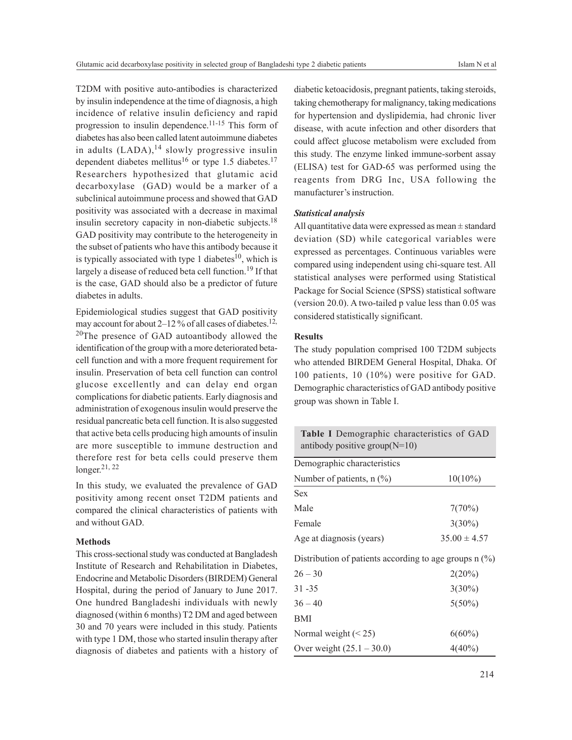T2DM with positive auto-antibodies is characterized by insulin independence at the time of diagnosis, a high incidence of relative insulin deficiency and rapid progression to insulin dependence.[11-15] This form of diabetes has also been called latent autoimmune diabetes in adults (LADA),[14] slowly progressive insulin dependent diabetes mellitus[16] or type 1.5 diabetes.[17] Researchers hypothesized that glutamic acid decarboxylase (GAD) would be a marker of a subclinical autoimmune process and showed that GAD positivity was associated with a decrease in maximal insulin secretory capacity in non-diabetic subjects.[18] GAD positivity may contribute to the heterogeneity in the subset of patients who have this antibody because it is typically associated with type 1 diabetes[10], which is largely a disease of reduced beta cell function.[19] If that is the case, GAD should also be a predictor of future diabetes in adults.

Epidemiological studies suggest that GAD positivity may account for about 2–12 % of all cases of diabetes.[12, 20] The presence of GAD autoantibody allowed the identification of the group with a more deteriorated beta-cell function and with a more frequent requirement for insulin. Preservation of beta cell function can control glucose excellently and can delay end organ complications for diabetic patients. Early diagnosis and administration of exogenous insulin would preserve the residual pancreatic beta cell function. It is also suggested that active beta cells producing high amounts of insulin are more susceptible to immune destruction and therefore rest for beta cells could preserve them longer.[21, 22]

In this study, we evaluated the prevalence of GAD positivity among recent onset T2DM patients and compared the clinical characteristics of patients with and without GAD.

## Methods

This cross-sectional study was conducted at Bangladesh Institute of Research and Rehabilitation in Diabetes, Endocrine and Metabolic Disorders (BIRDEM) General Hospital, during the period of January to June 2017. One hundred Bangladeshi individuals with newly diagnosed (within 6 months) T2 DM and aged between 30 and 70 years were included in this study. Patients with type 1 DM, those who started insulin therapy after diagnosis of diabetes and patients with a history of diabetic ketoacidosis, pregnant patients, taking steroids, taking chemotherapy for malignancy, taking medications for hypertension and dyslipidemia, had chronic liver disease, with acute infection and other disorders that could affect glucose metabolism were excluded from this study. The enzyme linked immune-sorbent assay (ELISA) test for GAD-65 was performed using the reagents from DRG Inc, USA following the manufacturer's instruction.

### *Statistical analysis*

All quantitative data were expressed as mean ± standard deviation (SD) while categorical variables were expressed as percentages. Continuous variables were compared using independent using chi-square test. All statistical analyses were performed using Statistical Package for Social Science (SPSS) statistical software (version 20.0). A two-tailed p value less than 0.05 was considered statistically significant.

## Results

The study population comprised 100 T2DM subjects who attended BIRDEM General Hospital, Dhaka. Of 100 patients, 10 (10%) were positive for GAD. Demographic characteristics of GAD antibody positive group was shown in Table I.

**Table I** Demographic characteristics of GAD antibody positive group(N=10)

| Demographic characteristics | |
|---|---|
| Number of patients, n (%) | 10(10%) |
| Sex | |
| Male | 7(70%) |
| Female | 3(30%) |
| Age at diagnosis (years) | 35.00 ± 4.57 |
| Distribution of patients according to age groups n (%) | |
| 26 – 30 | 2(20%) |
| 31 -35 | 3(30%) |
| 36 – 40 | 5(50%) |
| BMI | |
| Normal weight (< 25) | 6(60%) |
| Over weight (25.1 – 30.0) | 4(40%) |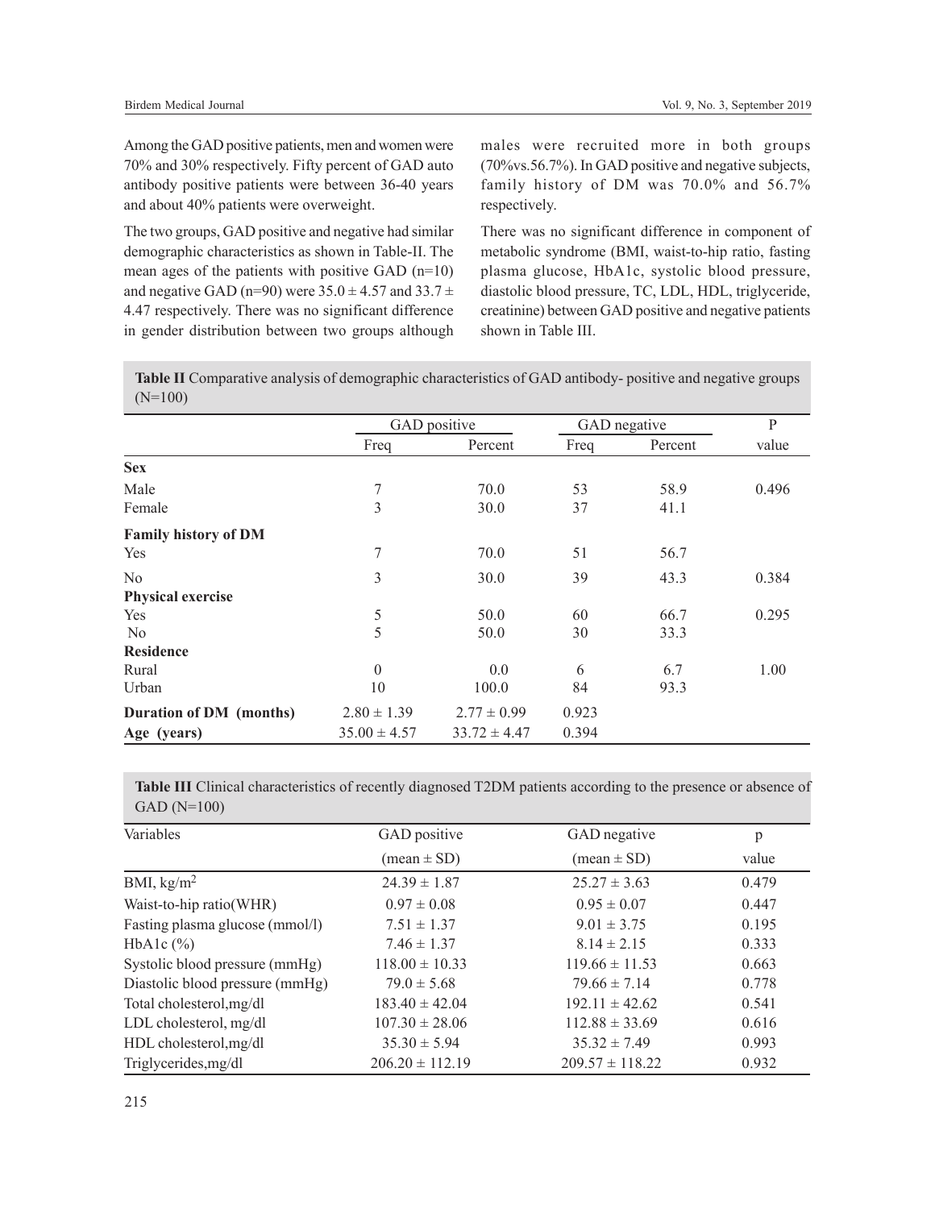Among the GAD positive patients, men and women were 70% and 30% respectively. Fifty percent of GAD auto antibody positive patients were between 36-40 years and about 40% patients were overweight.

The two groups, GAD positive and negative had similar demographic characteristics as shown in Table-II. The mean ages of the patients with positive GAD (n=10) and negative GAD (n=90) were $35.0 \pm 4.57$ and $33.7 \pm 4.47$ respectively. There was no significant difference in gender distribution between two groups although males were recruited more in both groups (70%vs.56.7%). In GAD positive and negative subjects, family history of DM was 70.0% and 56.7% respectively.

There was no significant difference in component of metabolic syndrome (BMI, waist-to-hip ratio, fasting plasma glucose, HbA1c, systolic blood pressure, diastolic blood pressure, TC, LDL, HDL, triglyceride, creatinine) between GAD positive and negative patients shown in Table III.

**Table II** Comparative analysis of demographic characteristics of GAD antibody- positive and negative groups (N=100)

| | GAD positive | | GAD negative | | P |
|---|---|---|---|---|---|
| | Freq | Percent | Freq | Percent | value |
| **Sex** | | | | | |
| Male | 7 | 70.0 | 53 | 58.9 | 0.496 |
| Female | 3 | 30.0 | 37 | 41.1 | |
| **Family history of DM** | | | | | |
| Yes | 7 | 70.0 | 51 | 56.7 | |
| No | 3 | 30.0 | 39 | 43.3 | 0.384 |
| **Physical exercise** | | | | | |
| Yes | 5 | 50.0 | 60 | 66.7 | 0.295 |
| No | 5 | 50.0 | 30 | 33.3 | |
| **Residence** | | | | | |
| Rural | 0 | 0.0 | 6 | 6.7 | 1.00 |
| Urban | 10 | 100.0 | 84 | 93.3 | |
| **Duration of DM (months)** | $2.80 \pm 1.39$ | $2.77 \pm 0.99$ | 0.923 | | |
| **Age (years)** | $35.00 \pm 4.57$ | $33.72 \pm 4.47$ | 0.394 | | |

**Table III** Clinical characteristics of recently diagnosed T2DM patients according to the presence or absence of GAD (N=100)

| Variables | GAD positive (mean ± SD) | GAD negative (mean ± SD) | p value |
|---|---|---|---|
| BMI, $kg/m^2$ | $24.39 \pm 1.87$ | $25.27 \pm 3.63$ | 0.479 |
| Waist-to-hip ratio(WHR) | $0.97 \pm 0.08$ | $0.95 \pm 0.07$ | 0.447 |
| Fasting plasma glucose (mmol/l) | $7.51 \pm 1.37$ | $9.01 \pm 3.75$ | 0.195 |
| HbA1c (%) | $7.46 \pm 1.37$ | $8.14 \pm 2.15$ | 0.333 |
| Systolic blood pressure (mmHg) | $118.00 \pm 10.33$ | $119.66 \pm 11.53$ | 0.663 |
| Diastolic blood pressure (mmHg) | $79.0 \pm 5.68$ | $79.66 \pm 7.14$ | 0.778 |
| Total cholesterol,mg/dl | $183.40 \pm 42.04$ | $192.11 \pm 42.62$ | 0.541 |
| LDL cholesterol, mg/dl | $107.30 \pm 28.06$ | $112.88 \pm 33.69$ | 0.616 |
| HDL cholesterol,mg/dl | $35.30 \pm 5.94$ | $35.32 \pm 7.49$ | 0.993 |
| Triglycerides,mg/dl | $206.20 \pm 112.19$ | $209.57 \pm 118.22$ | 0.932 |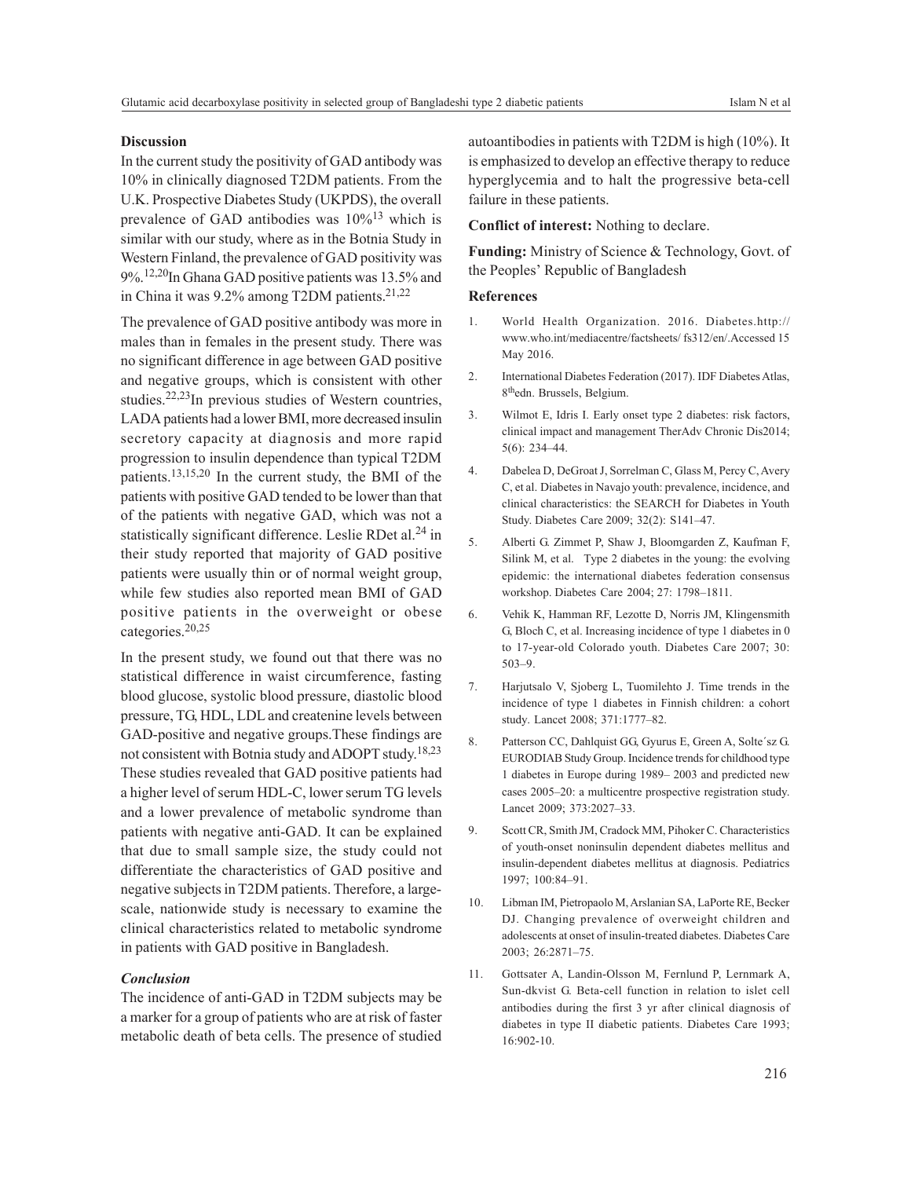### Discussion

In the current study the positivity of GAD antibody was 10% in clinically diagnosed T2DM patients. From the U.K. Prospective Diabetes Study (UKPDS), the overall prevalence of GAD antibodies was 10%[13] which is similar with our study, where as in the Botnia Study in Western Finland, the prevalence of GAD positivity was 9%.[12,20] In Ghana GAD positive patients was 13.5% and in China it was 9.2% among T2DM patients.[21,22]

The prevalence of GAD positive antibody was more in males than in females in the present study. There was no significant difference in age between GAD positive and negative groups, which is consistent with other studies.[22,23] In previous studies of Western countries, LADA patients had a lower BMI, more decreased insulin secretory capacity at diagnosis and more rapid progression to insulin dependence than typical T2DM patients.[13,15,20] In the current study, the BMI of the patients with positive GAD tended to be lower than that of the patients with negative GAD, which was not a statistically significant difference. Leslie RDet al.[24] in their study reported that majority of GAD positive patients were usually thin or of normal weight group, while few studies also reported mean BMI of GAD positive patients in the overweight or obese categories.[20,25]

In the present study, we found out that there was no statistical difference in waist circumference, fasting blood glucose, systolic blood pressure, diastolic blood pressure, TG, HDL, LDL and createnine levels between GAD-positive and negative groups.These findings are not consistent with Botnia study and ADOPT study.[18,23] These studies revealed that GAD positive patients had a higher level of serum HDL-C, lower serum TG levels and a lower prevalence of metabolic syndrome than patients with negative anti-GAD. It can be explained that due to small sample size, the study could not differentiate the characteristics of GAD positive and negative subjects in T2DM patients. Therefore, a large-scale, nationwide study is necessary to examine the clinical characteristics related to metabolic syndrome in patients with GAD positive in Bangladesh.

### *Conclusion*

The incidence of anti-GAD in T2DM subjects may be a marker for a group of patients who are at risk of faster metabolic death of beta cells. The presence of studied autoantibodies in patients with T2DM is high (10%). It is emphasized to develop an effective therapy to reduce hyperglycemia and to halt the progressive beta-cell failure in these patients.

**Conflict of interest:** Nothing to declare.

**Funding:** Ministry of Science & Technology, Govt. of the Peoples' Republic of Bangladesh

### References

1. World Health Organization. 2016. Diabetes.http:// www.who.int/mediacentre/factsheets/ fs312/en/.Accessed 15 May 2016.
2. International Diabetes Federation (2017). IDF Diabetes Atlas, 8thedn. Brussels, Belgium.
3. Wilmot E, Idris I. Early onset type 2 diabetes: risk factors, clinical impact and management TherAdv Chronic Dis2014; 5(6): 234–44.
4. Dabelea D, DeGroat J, Sorrelman C, Glass M, Percy C, Avery C, et al. Diabetes in Navajo youth: prevalence, incidence, and clinical characteristics: the SEARCH for Diabetes in Youth Study. Diabetes Care 2009; 32(2): S141–47.
5. Alberti G. Zimmet P, Shaw J, Bloomgarden Z, Kaufman F, Silink M, et al. Type 2 diabetes in the young: the evolving epidemic: the international diabetes federation consensus workshop. Diabetes Care 2004; 27: 1798–1811.
6. Vehik K, Hamman RF, Lezotte D, Norris JM, Klingensmith G, Bloch C, et al. Increasing incidence of type 1 diabetes in 0 to 17-year-old Colorado youth. Diabetes Care 2007; 30: 503–9.
7. Harjutsalo V, Sjoberg L, Tuomilehto J. Time trends in the incidence of type 1 diabetes in Finnish children: a cohort study. Lancet 2008; 371:1777–82.
8. Patterson CC, Dahlquist GG, Gyurus E, Green A, Solte´sz G. EURODIAB Study Group. Incidence trends for childhood type 1 diabetes in Europe during 1989– 2003 and predicted new cases 2005–20: a multicentre prospective registration study. Lancet 2009; 373:2027–33.
9. Scott CR, Smith JM, Cradock MM, Pihoker C. Characteristics of youth-onset noninsulin dependent diabetes mellitus and insulin-dependent diabetes mellitus at diagnosis. Pediatrics 1997; 100:84–91.
10. Libman IM, Pietropaolo M, Arslanian SA, LaPorte RE, Becker DJ. Changing prevalence of overweight children and adolescents at onset of insulin-treated diabetes. Diabetes Care 2003; 26:2871–75.
11. Gottsater A, Landin-Olsson M, Fernlund P, Lernmark A, Sun-dkvist G. Beta-cell function in relation to islet cell antibodies during the first 3 yr after clinical diagnosis of diabetes in type II diabetic patients. Diabetes Care 1993; 16:902-10.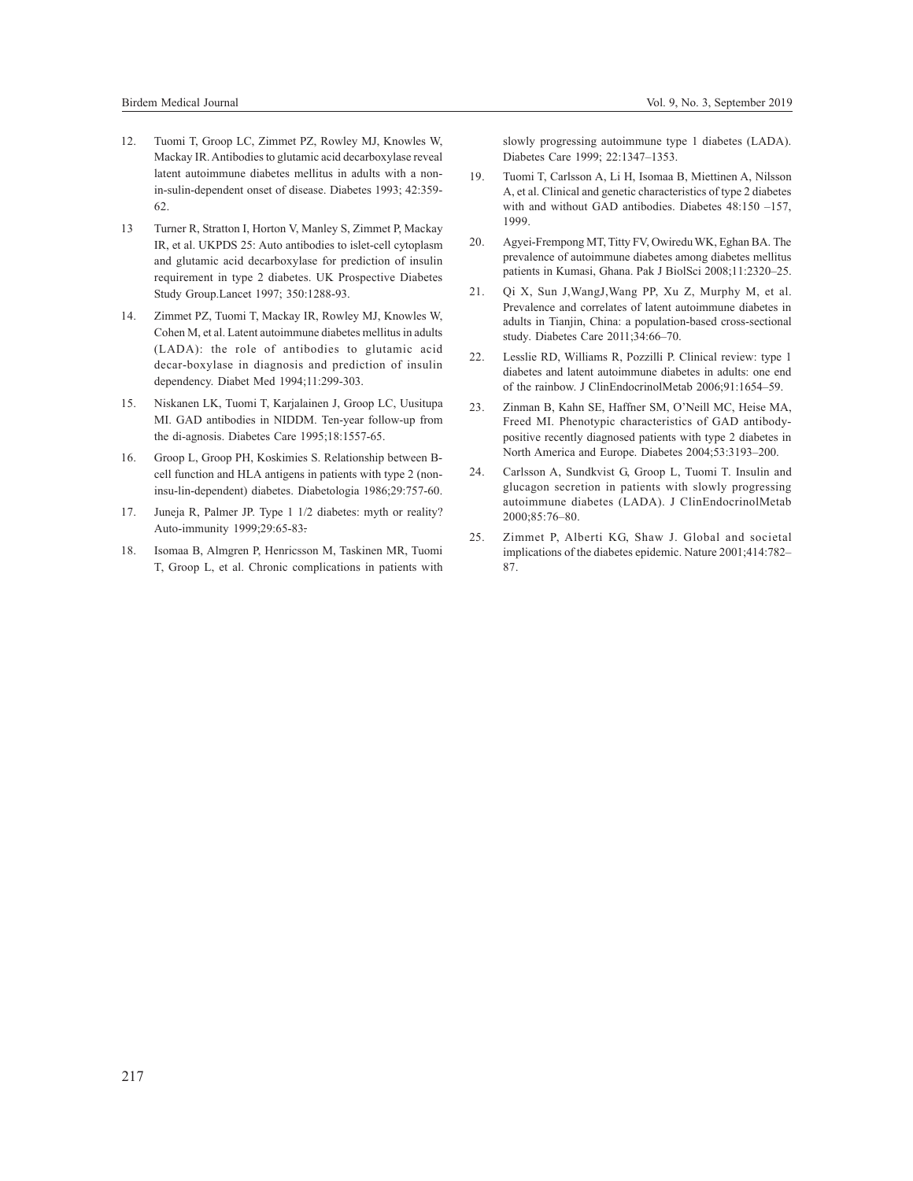12. Tuomi T, Groop LC, Zimmet PZ, Rowley MJ, Knowles W, Mackay IR. Antibodies to glutamic acid decarboxylase reveal latent autoimmune diabetes mellitus in adults with a non-in-sulin-dependent onset of disease. Diabetes 1993; 42:359-62.

13 Turner R, Stratton I, Horton V, Manley S, Zimmet P, Mackay IR, et al. UKPDS 25: Auto antibodies to islet-cell cytoplasm and glutamic acid decarboxylase for prediction of insulin requirement in type 2 diabetes. UK Prospective Diabetes Study Group.Lancet 1997; 350:1288-93.

14. Zimmet PZ, Tuomi T, Mackay IR, Rowley MJ, Knowles W, Cohen M, et al. Latent autoimmune diabetes mellitus in adults (LADA): the role of antibodies to glutamic acid decar-boxylase in diagnosis and prediction of insulin dependency. Diabet Med 1994;11:299-303.

15. Niskanen LK, Tuomi T, Karjalainen J, Groop LC, Uusitupa MI. GAD antibodies in NIDDM. Ten-year follow-up from the di-agnosis. Diabetes Care 1995;18:1557-65.

16. Groop L, Groop PH, Koskimies S. Relationship between B-cell function and HLA antigens in patients with type 2 (non-insu-lin-dependent) diabetes. Diabetologia 1986;29:757-60.

17. Juneja R, Palmer JP. Type 1 1/2 diabetes: myth or reality? Auto-immunity 1999;29:65-83.

18. Isomaa B, Almgren P, Henricsson M, Taskinen MR, Tuomi T, Groop L, et al. Chronic complications in patients with slowly progressing autoimmune type 1 diabetes (LADA). Diabetes Care 1999; 22:1347–1353.

19. Tuomi T, Carlsson A, Li H, Isomaa B, Miettinen A, Nilsson A, et al. Clinical and genetic characteristics of type 2 diabetes with and without GAD antibodies. Diabetes 48:150 –157, 1999.

20. Agyei-Frempong MT, Titty FV, Owiredu WK, Eghan BA. The prevalence of autoimmune diabetes among diabetes mellitus patients in Kumasi, Ghana. Pak J BiolSci 2008;11:2320–25.

21. Qi X, Sun J,WangJ,Wang PP, Xu Z, Murphy M, et al. Prevalence and correlates of latent autoimmune diabetes in adults in Tianjin, China: a population-based cross-sectional study. Diabetes Care 2011;34:66–70.

22. Lesslie RD, Williams R, Pozzilli P. Clinical review: type 1 diabetes and latent autoimmune diabetes in adults: one end of the rainbow. J ClinEndocrinolMetab 2006;91:1654–59.

23. Zinman B, Kahn SE, Haffner SM, O'Neill MC, Heise MA, Freed MI. Phenotypic characteristics of GAD antibody-positive recently diagnosed patients with type 2 diabetes in North America and Europe. Diabetes 2004;53:3193–200.

24. Carlsson A, Sundkvist G, Groop L, Tuomi T. Insulin and glucagon secretion in patients with slowly progressing autoimmune diabetes (LADA). J ClinEndocrinolMetab 2000;85:76–80.

25. Zimmet P, Alberti KG, Shaw J. Global and societal implications of the diabetes epidemic. Nature 2001;414:782–87.